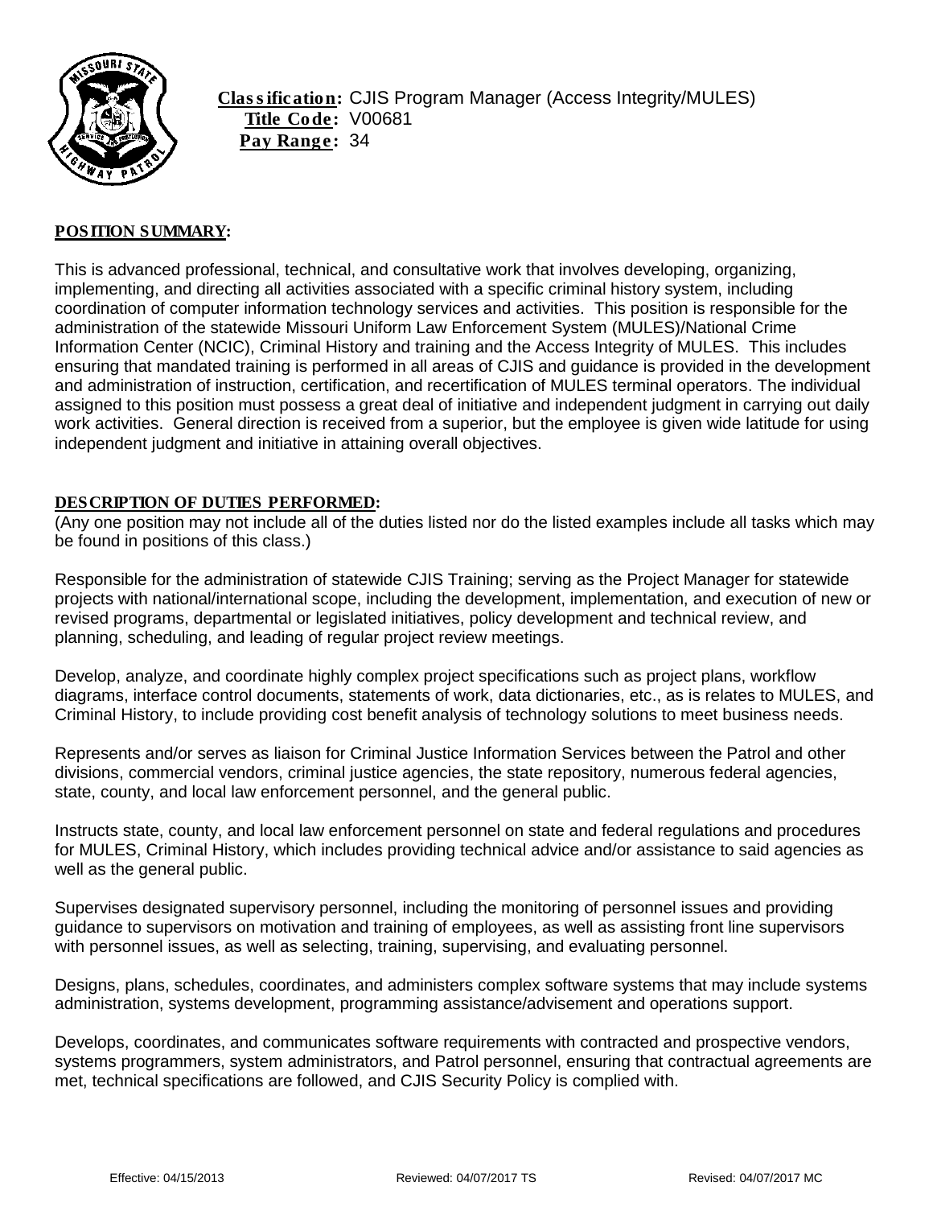**Classification:** CJIS Program Manager (Access Integrity/MULES)
**Title Code:** V00681
**Pay Range:** 34

## POSITION SUMMARY:

This is advanced professional, technical, and consultative work that involves developing, organizing, implementing, and directing all activities associated with a specific criminal history system, including coordination of computer information technology services and activities. This position is responsible for the administration of the statewide Missouri Uniform Law Enforcement System (MULES)/National Crime Information Center (NCIC), Criminal History and training and the Access Integrity of MULES. This includes ensuring that mandated training is performed in all areas of CJIS and guidance is provided in the development and administration of instruction, certification, and recertification of MULES terminal operators. The individual assigned to this position must possess a great deal of initiative and independent judgment in carrying out daily work activities. General direction is received from a superior, but the employee is given wide latitude for using independent judgment and initiative in attaining overall objectives.

## DESCRIPTION OF DUTIES PERFORMED:

(Any one position may not include all of the duties listed nor do the listed examples include all tasks which may be found in positions of this class.)

Responsible for the administration of statewide CJIS Training; serving as the Project Manager for statewide projects with national/international scope, including the development, implementation, and execution of new or revised programs, departmental or legislated initiatives, policy development and technical review, and planning, scheduling, and leading of regular project review meetings.

Develop, analyze, and coordinate highly complex project specifications such as project plans, workflow diagrams, interface control documents, statements of work, data dictionaries, etc., as is relates to MULES, and Criminal History, to include providing cost benefit analysis of technology solutions to meet business needs.

Represents and/or serves as liaison for Criminal Justice Information Services between the Patrol and other divisions, commercial vendors, criminal justice agencies, the state repository, numerous federal agencies, state, county, and local law enforcement personnel, and the general public.

Instructs state, county, and local law enforcement personnel on state and federal regulations and procedures for MULES, Criminal History, which includes providing technical advice and/or assistance to said agencies as well as the general public.

Supervises designated supervisory personnel, including the monitoring of personnel issues and providing guidance to supervisors on motivation and training of employees, as well as assisting front line supervisors with personnel issues, as well as selecting, training, supervising, and evaluating personnel.

Designs, plans, schedules, coordinates, and administers complex software systems that may include systems administration, systems development, programming assistance/advisement and operations support.

Develops, coordinates, and communicates software requirements with contracted and prospective vendors, systems programmers, system administrators, and Patrol personnel, ensuring that contractual agreements are met, technical specifications are followed, and CJIS Security Policy is complied with.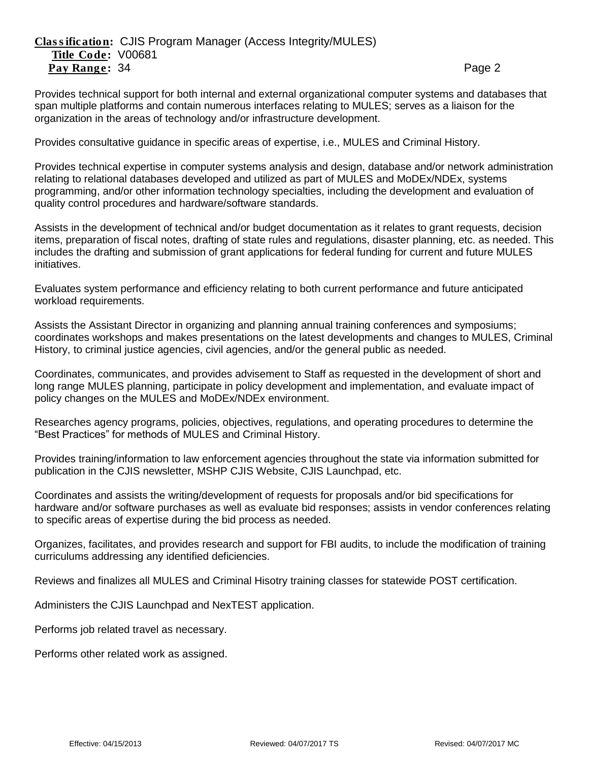Provides technical support for both internal and external organizational computer systems and databases that span multiple platforms and contain numerous interfaces relating to MULES; serves as a liaison for the organization in the areas of technology and/or infrastructure development.

Provides consultative guidance in specific areas of expertise, i.e., MULES and Criminal History.

Provides technical expertise in computer systems analysis and design, database and/or network administration relating to relational databases developed and utilized as part of MULES and MoDEx/NDEx, systems programming, and/or other information technology specialties, including the development and evaluation of quality control procedures and hardware/software standards.

Assists in the development of technical and/or budget documentation as it relates to grant requests, decision items, preparation of fiscal notes, drafting of state rules and regulations, disaster planning, etc. as needed. This includes the drafting and submission of grant applications for federal funding for current and future MULES initiatives.

Evaluates system performance and efficiency relating to both current performance and future anticipated workload requirements.

Assists the Assistant Director in organizing and planning annual training conferences and symposiums; coordinates workshops and makes presentations on the latest developments and changes to MULES, Criminal History, to criminal justice agencies, civil agencies, and/or the general public as needed.

Coordinates, communicates, and provides advisement to Staff as requested in the development of short and long range MULES planning, participate in policy development and implementation, and evaluate impact of policy changes on the MULES and MoDEx/NDEx environment.

Researches agency programs, policies, objectives, regulations, and operating procedures to determine the "Best Practices" for methods of MULES and Criminal History.

Provides training/information to law enforcement agencies throughout the state via information submitted for publication in the CJIS newsletter, MSHP CJIS Website, CJIS Launchpad, etc.

Coordinates and assists the writing/development of requests for proposals and/or bid specifications for hardware and/or software purchases as well as evaluate bid responses; assists in vendor conferences relating to specific areas of expertise during the bid process as needed.

Organizes, facilitates, and provides research and support for FBI audits, to include the modification of training curriculums addressing any identified deficiencies.

Reviews and finalizes all MULES and Criminal Hisotry training classes for statewide POST certification.

Administers the CJIS Launchpad and NexTEST application.

Performs job related travel as necessary.

Performs other related work as assigned.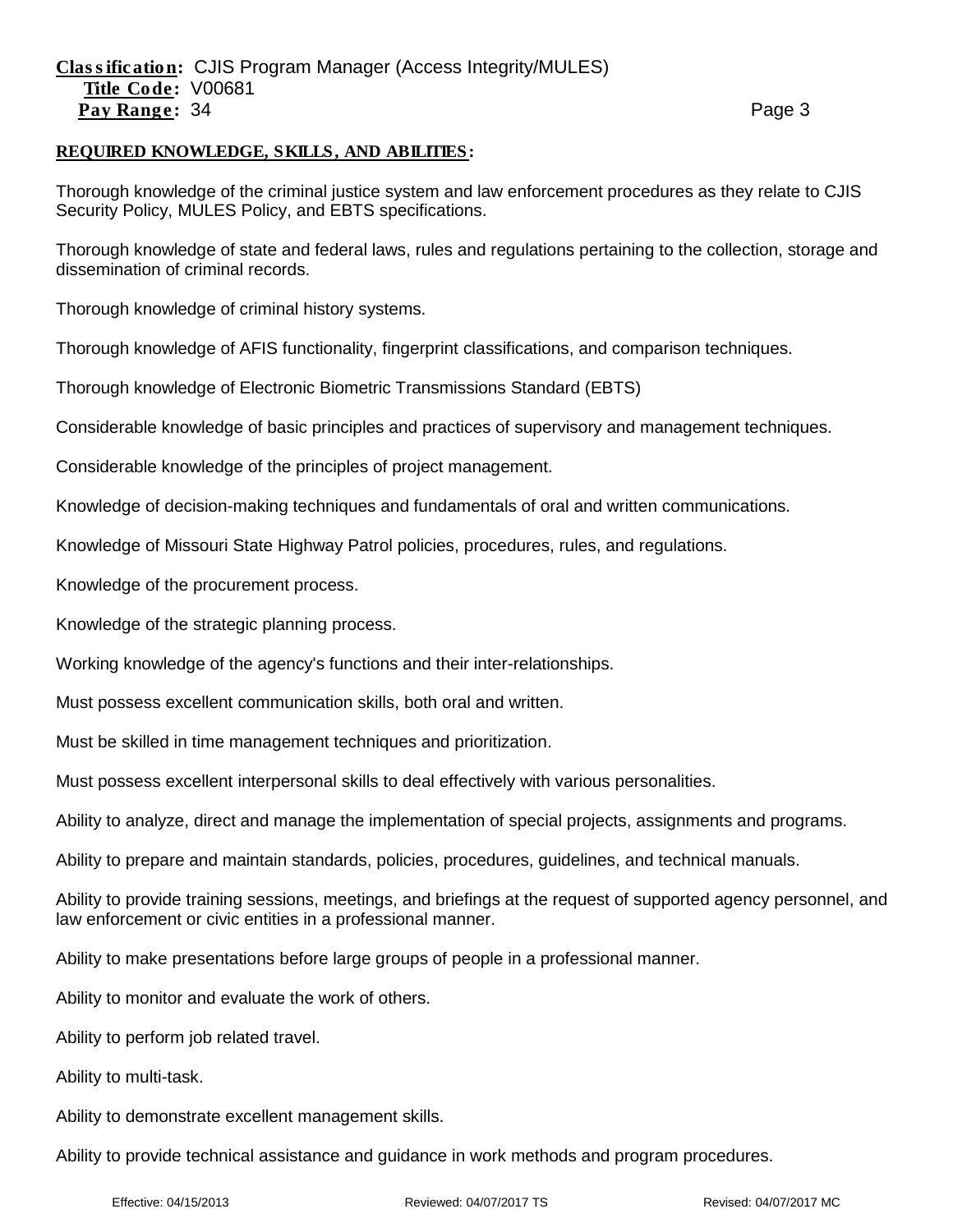**Classification:** CJIS Program Manager (Access Integrity/MULES)
**Title Code:** V00681
**Pay Range:** 34

## REQUIRED KNOWLEDGE, SKILLS, AND ABILITIES:

Thorough knowledge of the criminal justice system and law enforcement procedures as they relate to CJIS Security Policy, MULES Policy, and EBTS specifications.

Thorough knowledge of state and federal laws, rules and regulations pertaining to the collection, storage and dissemination of criminal records.

Thorough knowledge of criminal history systems.

Thorough knowledge of AFIS functionality, fingerprint classifications, and comparison techniques.

Thorough knowledge of Electronic Biometric Transmissions Standard (EBTS)

Considerable knowledge of basic principles and practices of supervisory and management techniques.

Considerable knowledge of the principles of project management.

Knowledge of decision-making techniques and fundamentals of oral and written communications.

Knowledge of Missouri State Highway Patrol policies, procedures, rules, and regulations.

Knowledge of the procurement process.

Knowledge of the strategic planning process.

Working knowledge of the agency's functions and their inter-relationships.

Must possess excellent communication skills, both oral and written.

Must be skilled in time management techniques and prioritization.

Must possess excellent interpersonal skills to deal effectively with various personalities.

Ability to analyze, direct and manage the implementation of special projects, assignments and programs.

Ability to prepare and maintain standards, policies, procedures, guidelines, and technical manuals.

Ability to provide training sessions, meetings, and briefings at the request of supported agency personnel, and law enforcement or civic entities in a professional manner.

Ability to make presentations before large groups of people in a professional manner.

Ability to monitor and evaluate the work of others.

Ability to perform job related travel.

Ability to multi-task.

Ability to demonstrate excellent management skills.

Ability to provide technical assistance and guidance in work methods and program procedures.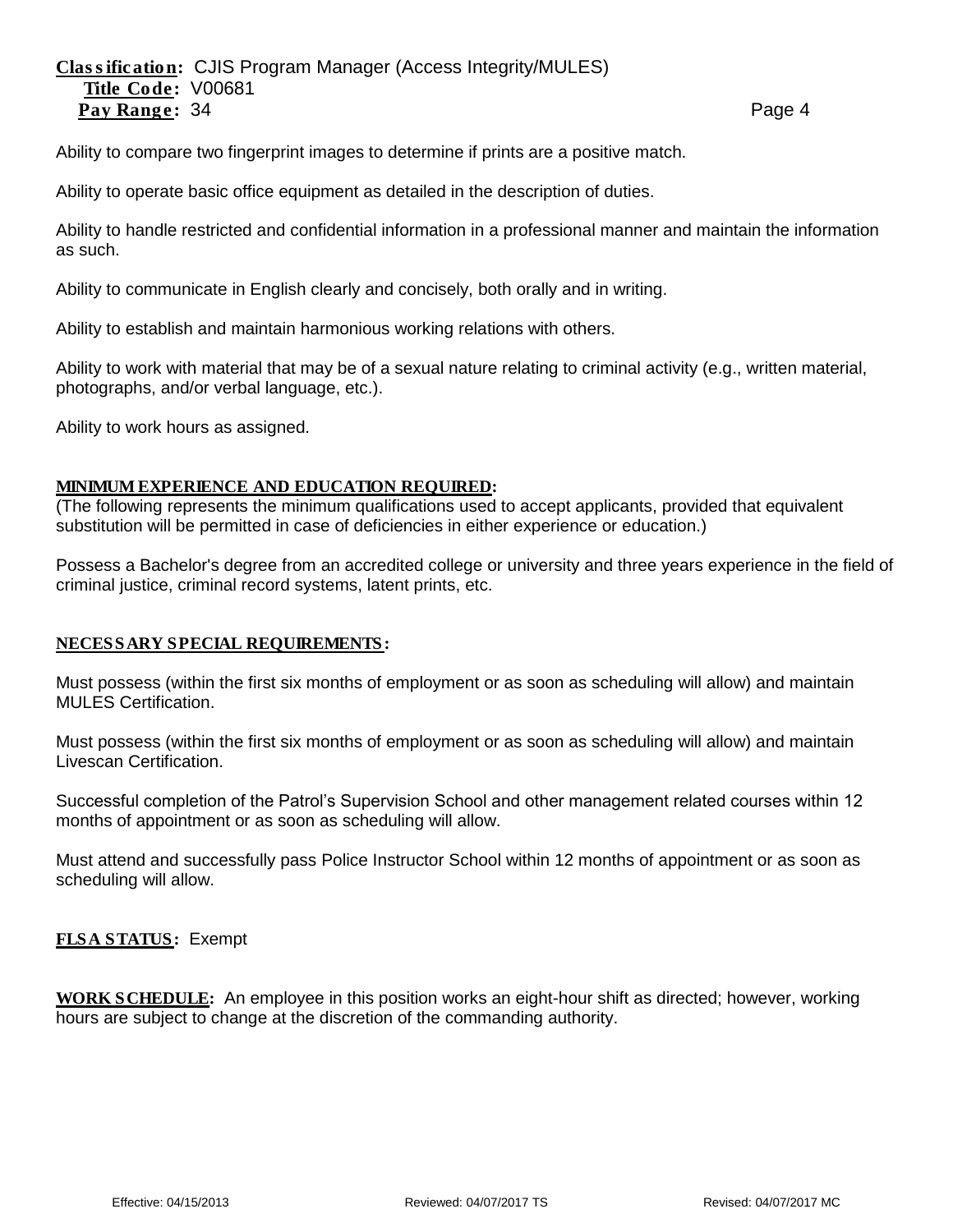Ability to compare two fingerprint images to determine if prints are a positive match.

Ability to operate basic office equipment as detailed in the description of duties.

Ability to handle restricted and confidential information in a professional manner and maintain the information as such.

Ability to communicate in English clearly and concisely, both orally and in writing.

Ability to establish and maintain harmonious working relations with others.

Ability to work with material that may be of a sexual nature relating to criminal activity (e.g., written material, photographs, and/or verbal language, etc.).

Ability to work hours as assigned.

**MINIMUM EXPERIENCE AND EDUCATION REQUIRED:**
(The following represents the minimum qualifications used to accept applicants, provided that equivalent substitution will be permitted in case of deficiencies in either experience or education.)

Possess a Bachelor's degree from an accredited college or university and three years experience in the field of criminal justice, criminal record systems, latent prints, etc.

**NECESSARY SPECIAL REQUIREMENTS:**

Must possess (within the first six months of employment or as soon as scheduling will allow) and maintain MULES Certification.

Must possess (within the first six months of employment or as soon as scheduling will allow) and maintain Livescan Certification.

Successful completion of the Patrol's Supervision School and other management related courses within 12 months of appointment or as soon as scheduling will allow.

Must attend and successfully pass Police Instructor School within 12 months of appointment or as soon as scheduling will allow.

**FLSA STATUS:** Exempt

**WORK SCHEDULE:** An employee in this position works an eight-hour shift as directed; however, working hours are subject to change at the discretion of the commanding authority.